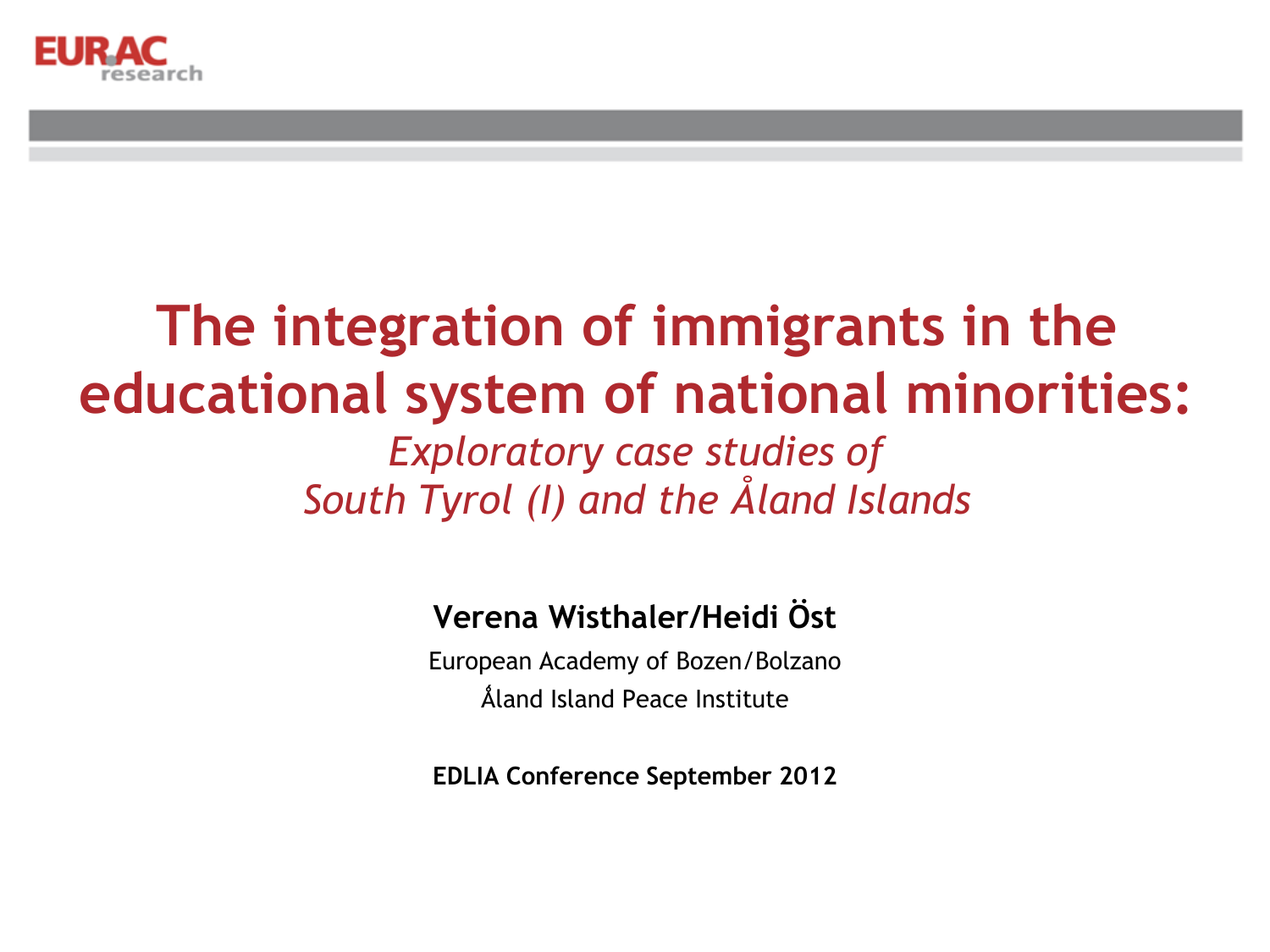# The integration of immigrants in the educational system of national minorities:

*Exploratory case studies of South Tyrol (I) and the Åland Islands*

**Verena Wisthaler/Heidi Öst**

European Academy of Bozen/Bolzano

Åland Island Peace Institute

**EDLIA Conference September 2012**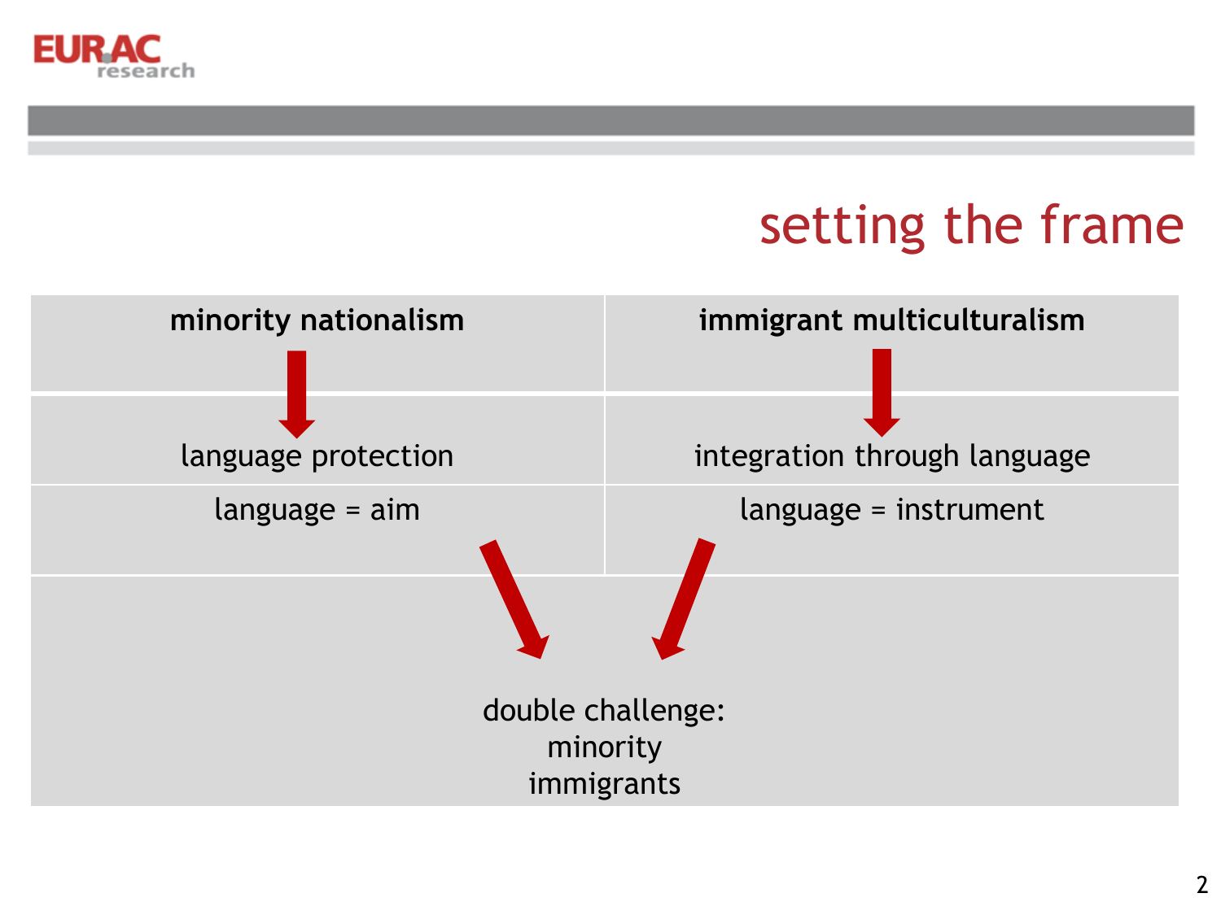# setting the frame

| minority nationalism | immigrant multiculturalism |
| --- | --- |
| ↓ language protection | ↓ integration through language |
| language = aim | language = instrument |

double challenge:
minority
immigrants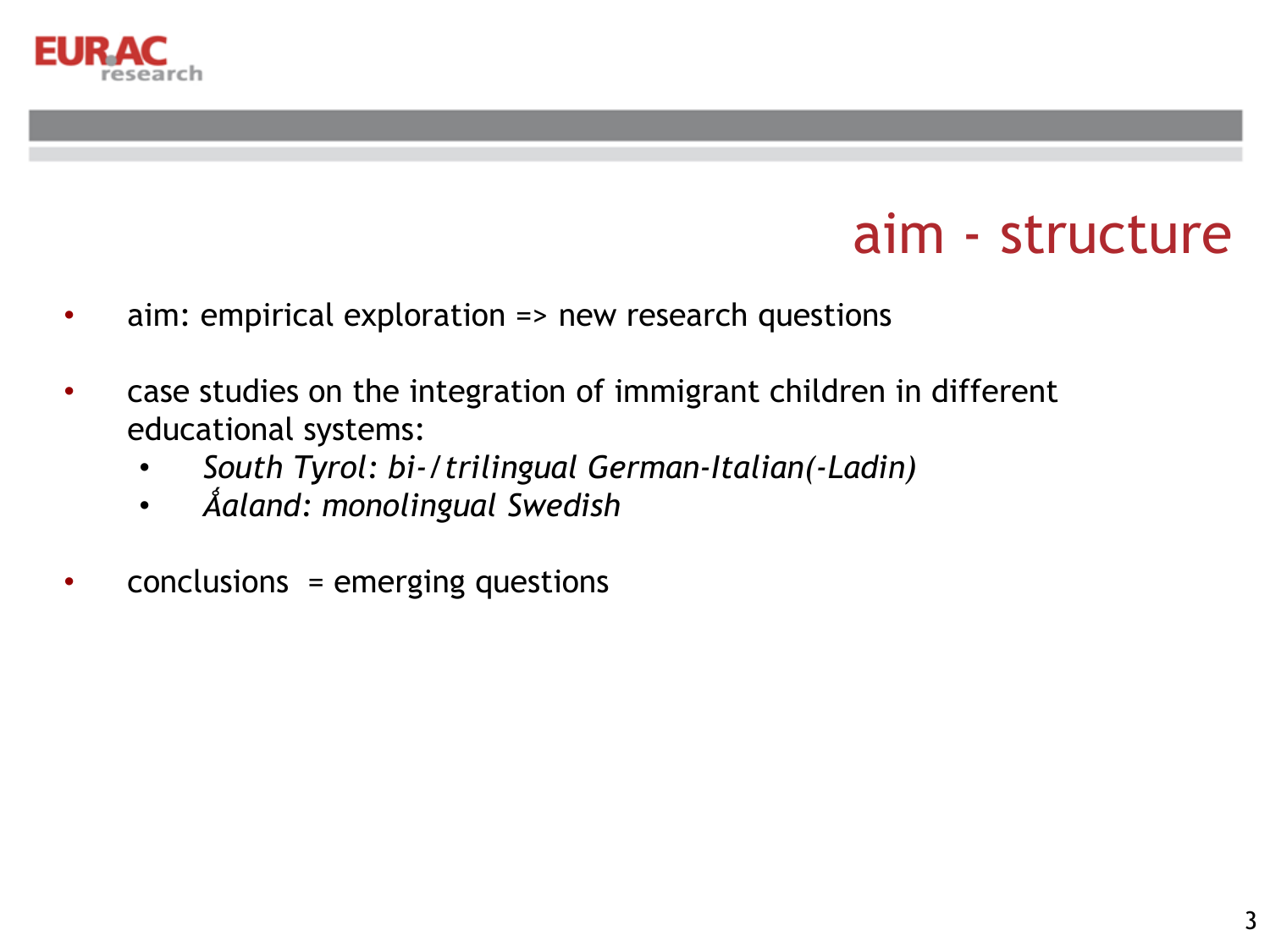# aim - structure

- aim: empirical exploration => new research questions
- case studies on the integration of immigrant children in different educational systems:
  - *South Tyrol: bi-/trilingual German-Italian(-Ladin)*
  - *Åaland: monolingual Swedish*
- conclusions = emerging questions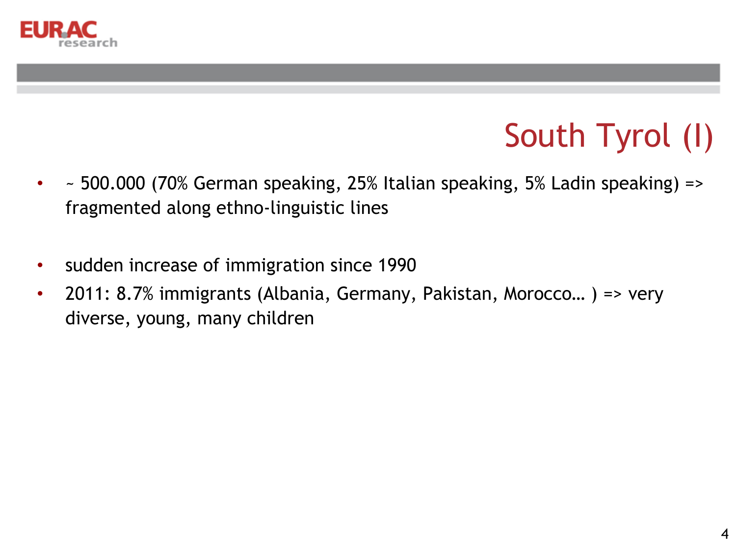# South Tyrol (I)

- ~ 500.000 (70% German speaking, 25% Italian speaking, 5% Ladin speaking) => fragmented along ethno-linguistic lines

- sudden increase of immigration since 1990
- 2011: 8.7% immigrants (Albania, Germany, Pakistan, Morocco… ) => very diverse, young, many children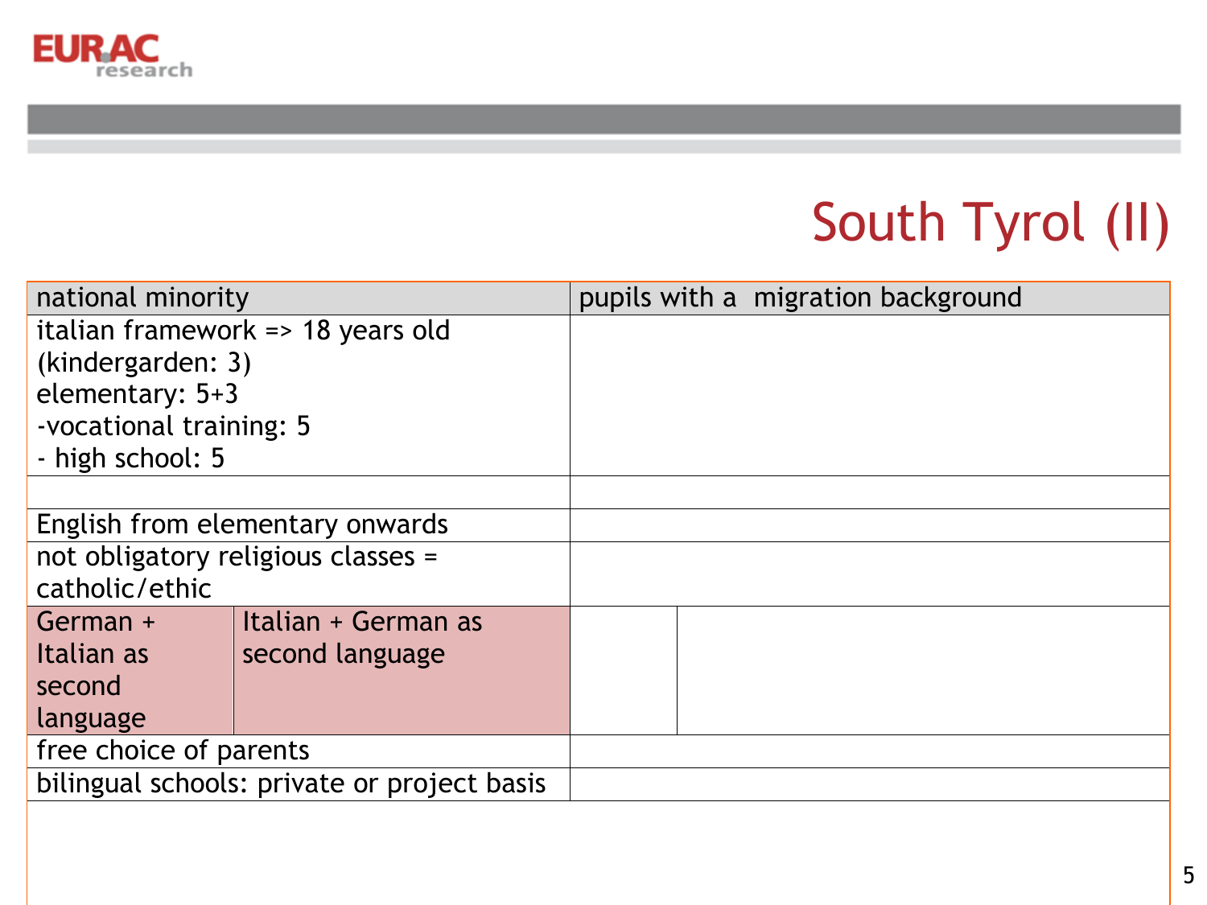# South Tyrol (II)

| national minority | | pupils with a migration background | |
|---|---|---|---|
| italian framework => 18 years old (kindergarden: 3) elementary: 5+3 -vocational training: 5 - high school: 5 | | | |
| | | | |
| English from elementary onwards | | | |
| not obligatory religious classes = catholic/ethic | | | |
| German + Italian as second language | Italian + German as second language | | |
| free choice of parents | | | |
| bilingual schools: private or project basis | | | |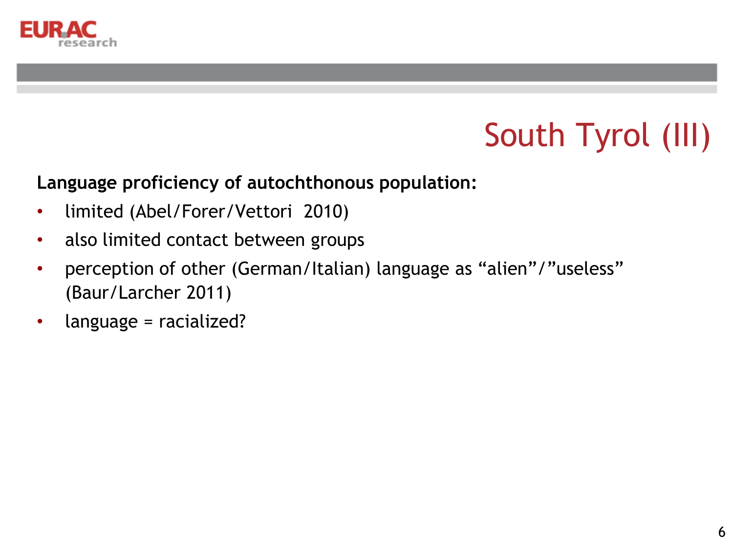# South Tyrol (III)

**Language proficiency of autochthonous population:**

- limited (Abel/Forer/Vettori 2010)
- also limited contact between groups
- perception of other (German/Italian) language as “alien”/”useless” (Baur/Larcher 2011)
- language = racialized?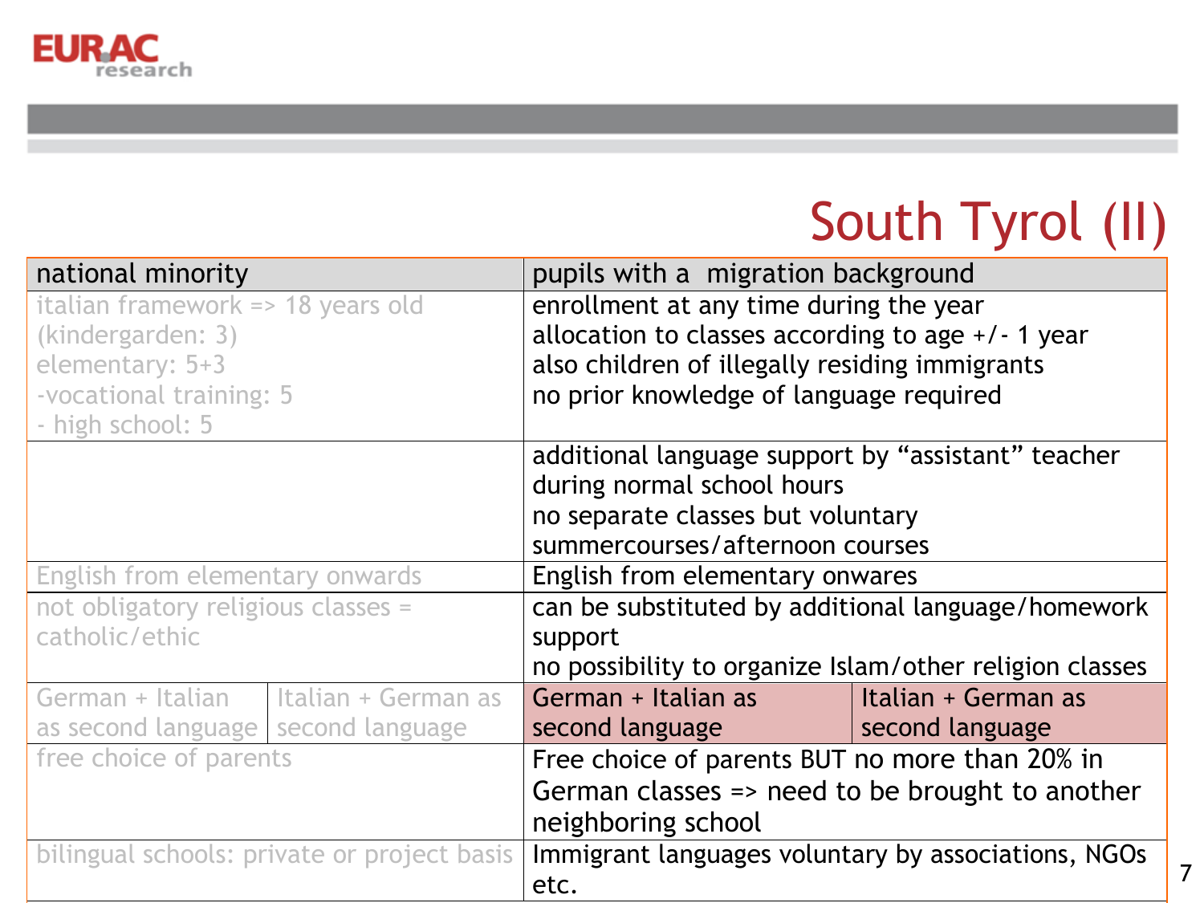# South Tyrol (II)

| national minority | | pupils with a migration background | |
|---|---|---|---|
| italian framework => 18 years old<br>(kindergarden: 3)<br>elementary: 5+3<br>-vocational training: 5<br>- high school: 5 | | enrollment at any time during the year<br>allocation to classes according to age +/- 1 year<br>also children of illegally residing immigrants<br>no prior knowledge of language required | |
| | | additional language support by "assistant" teacher during normal school hours<br>no separate classes but voluntary summercourses/afternoon courses | |
| English from elementary onwards | | English from elementary onwares | |
| not obligatory religious classes = catholic/ethic | | can be substituted by additional language/homework support<br>no possibility to organize Islam/other religion classes | |
| German + Italian as second language | Italian + German as second language | German + Italian as second language | Italian + German as second language |
| free choice of parents | | Free choice of parents BUT no more than 20% in German classes => need to be brought to another neighboring school | |
| bilingual schools: private or project basis | | Immigrant languages voluntary by associations, NGOs etc. | |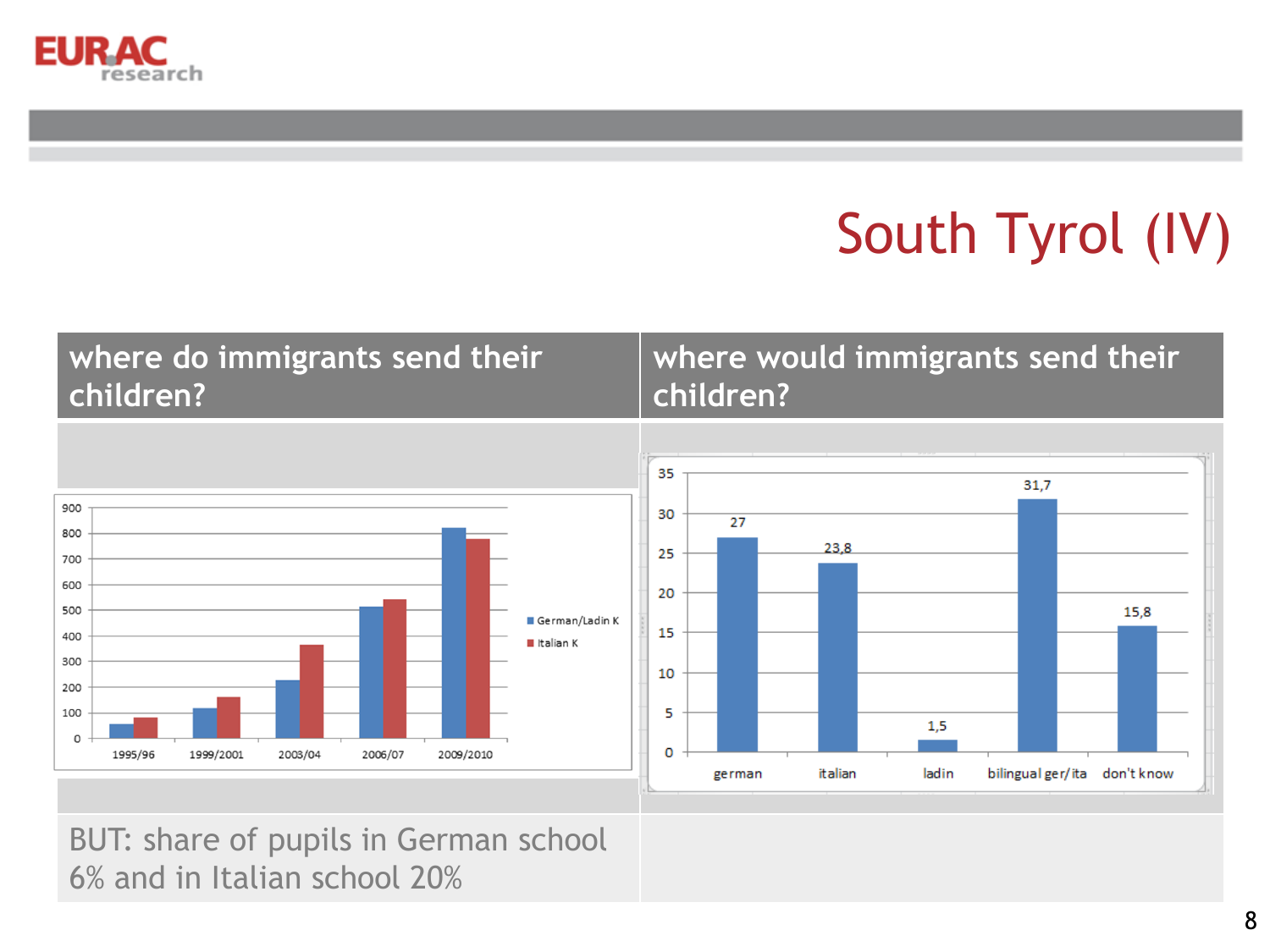# South Tyrol (IV)

| where do immigrants send their children? | where would immigrants send their children? |
|---|---|
| | |

| Year | German/Ladin K | Italian K |
|---|---|---|
| 1995/96 | | |
| 1999/2001 | | |
| 2003/04 | | |
| 2006/07 | | |
| 2009/2010 | | |

| german | italian | ladin | bilingual ger/ita | don't know |
|---|---|---|---|---|
| 27 | 23,8 | 1,5 | 31,7 | 15,8 |

BUT: share of pupils in German school 6% and in Italian school 20%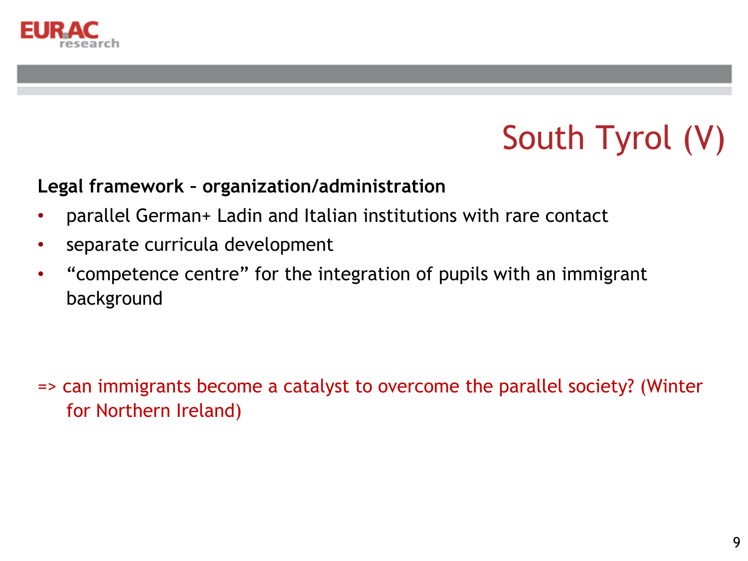# South Tyrol (V)

**Legal framework – organization/administration**

- parallel German+ Ladin and Italian institutions with rare contact
- separate curricula development
- "competence centre" for the integration of pupils with an immigrant background

=> can immigrants become a catalyst to overcome the parallel society? (Winter for Northern Ireland)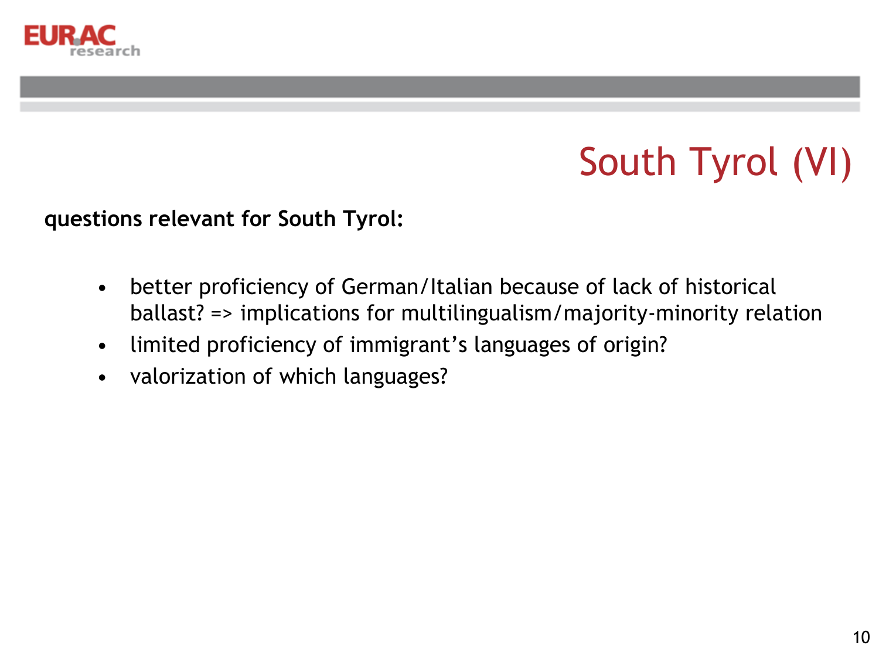# South Tyrol (VI)

**questions relevant for South Tyrol:**

- better proficiency of German/Italian because of lack of historical ballast? => implications for multilingualism/majority-minority relation
- limited proficiency of immigrant's languages of origin?
- valorization of which languages?